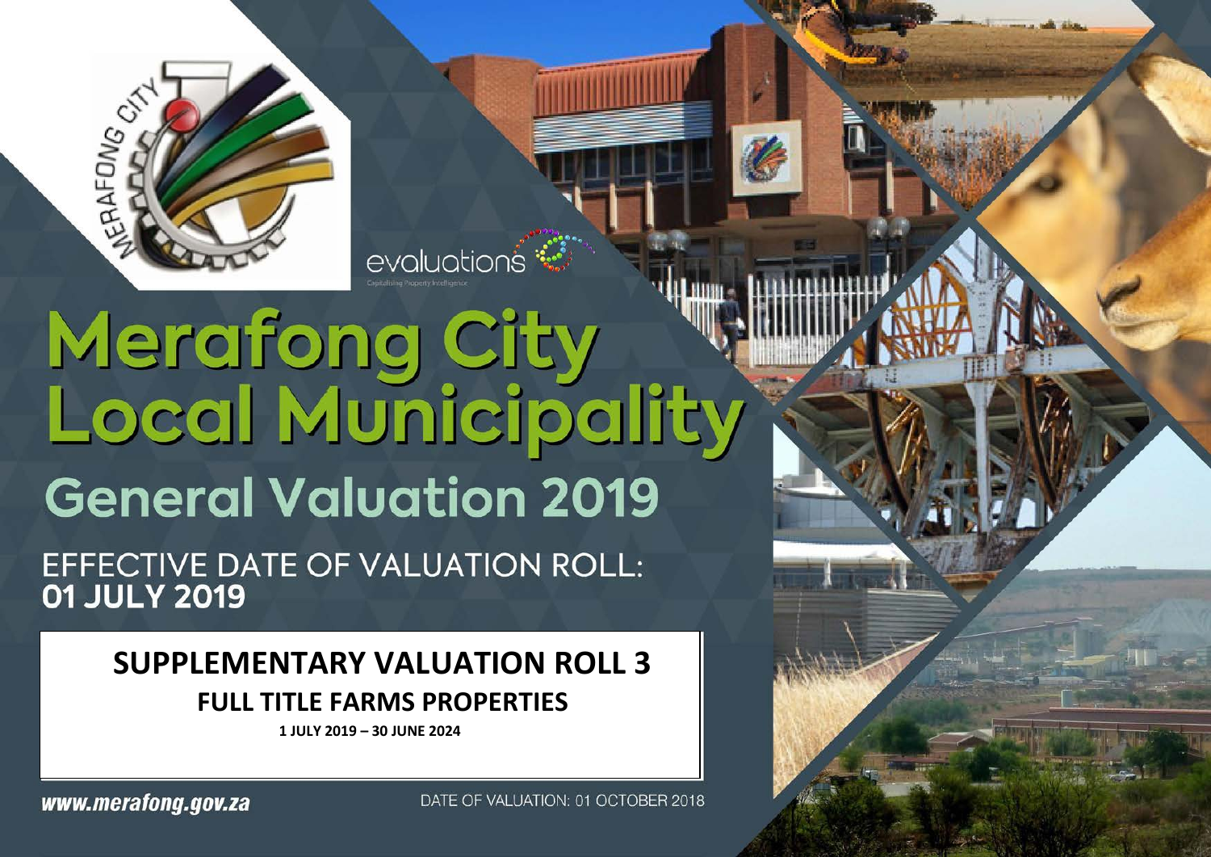# Merafong City Local Municipality

## General Valuation 2019

EFFECTIVE DATE OF VALUATION ROLL:
**01 JULY 2019**

**SUPPLEMENTARY VALUATION ROLL 3**

**FULL TITLE FARMS PROPERTIES**

**1 JULY 2019 – 30 JUNE 2024**

***www.merafong.gov.za***

DATE OF VALUATION: 01 OCTOBER 2018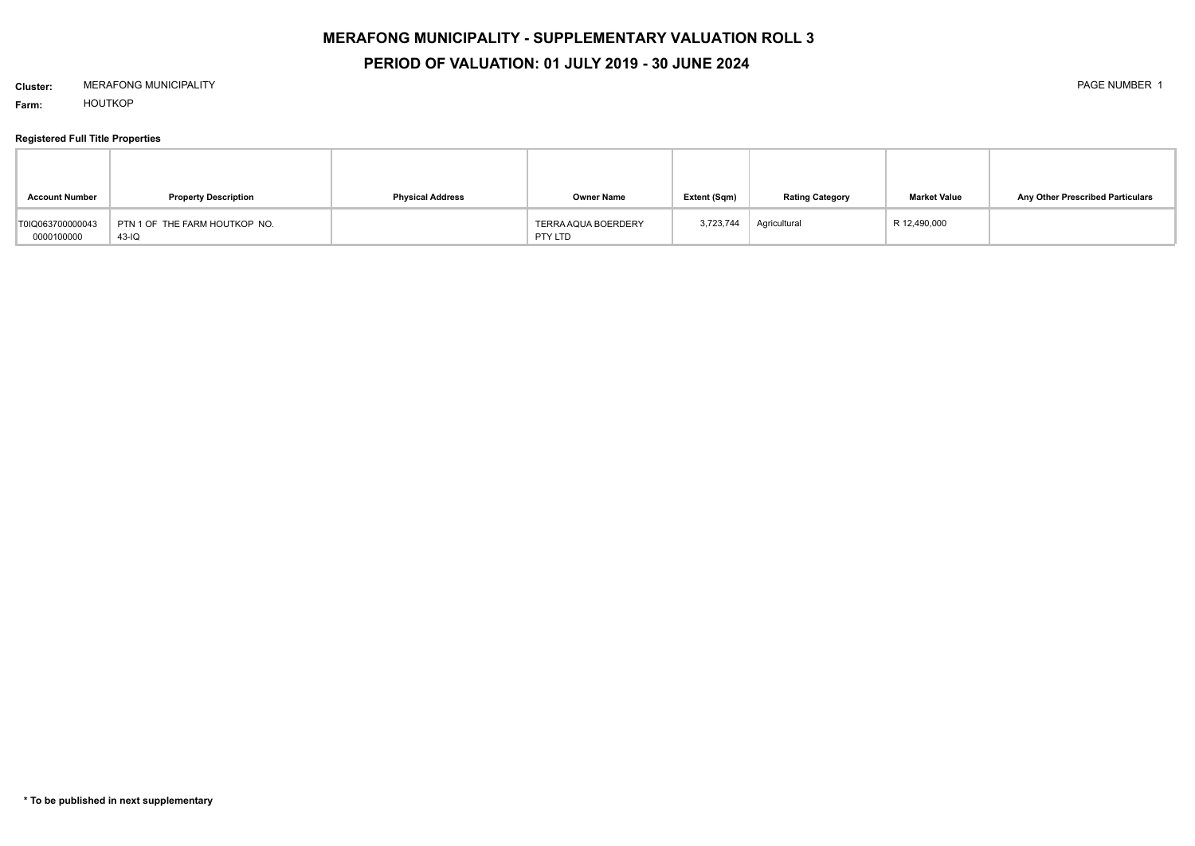# MERAFONG MUNICIPALITY - SUPPLEMENTARY VALUATION ROLL 3

## PERIOD OF VALUATION: 01 JULY 2019 - 30 JUNE 2024

**Cluster:** MERAFONG MUNICIPALITY

**Farm:** HOUTKOP

### Registered Full Title Properties

| Account Number | Property Description | Physical Address | Owner Name | Extent (Sqm) | Rating Category | Market Value | Any Other Prescribed Particulars |
|---|---|---|---|---|---|---|---|
| T0IQ063700000043 0000100000 | PTN 1 OF THE FARM HOUTKOP NO. 43-IQ | | TERRA AQUA BOERDERY PTY LTD | 3,723,744 | Agricultural | R 12,490,000 | |

**\* To be published in next supplementary**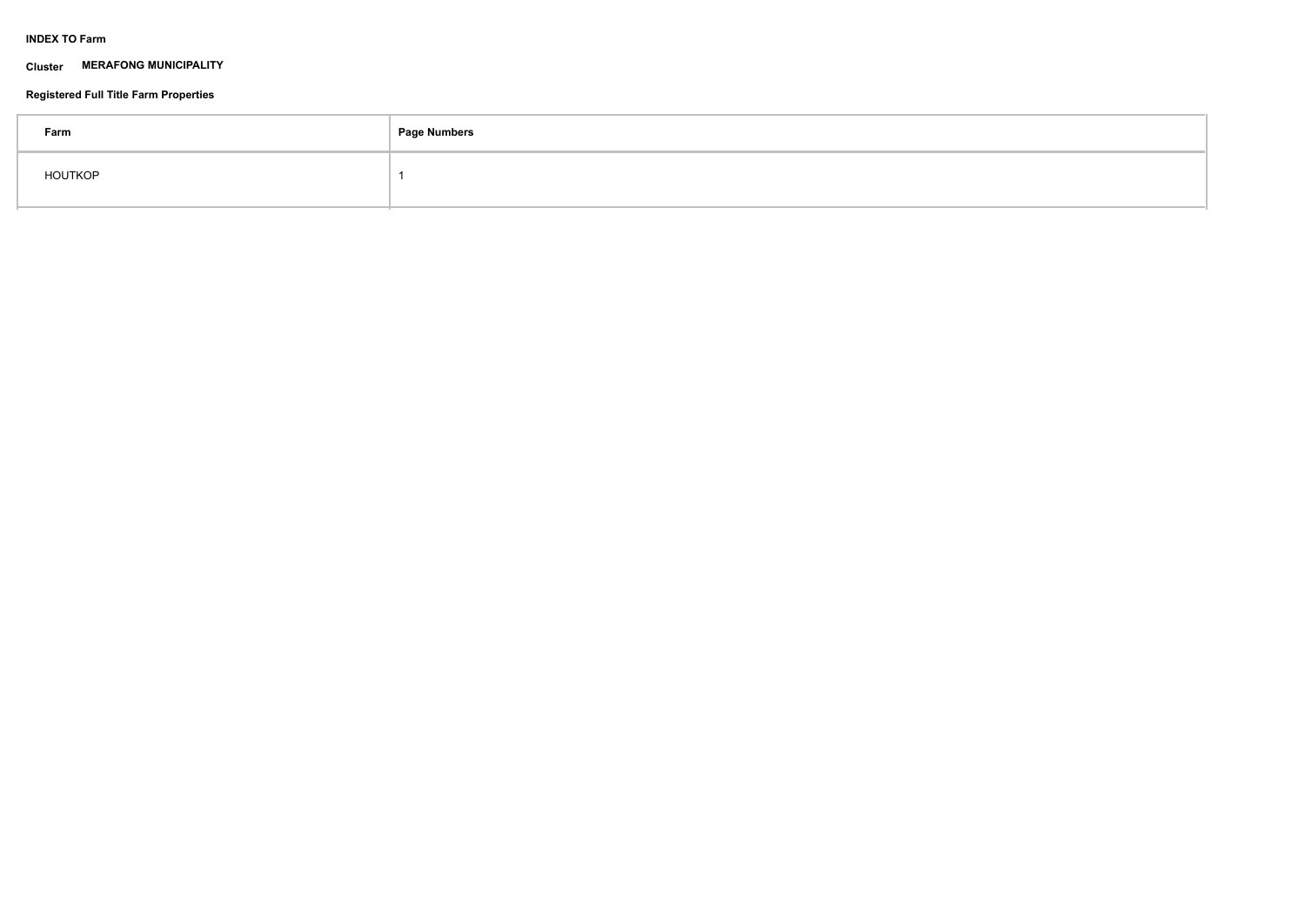**INDEX TO Farm**

**Cluster** **MERAFONG MUNICIPALITY**

**Registered Full Title Farm Properties**

| Farm | Page Numbers |
|---|---|
| HOUTKOP | 1 |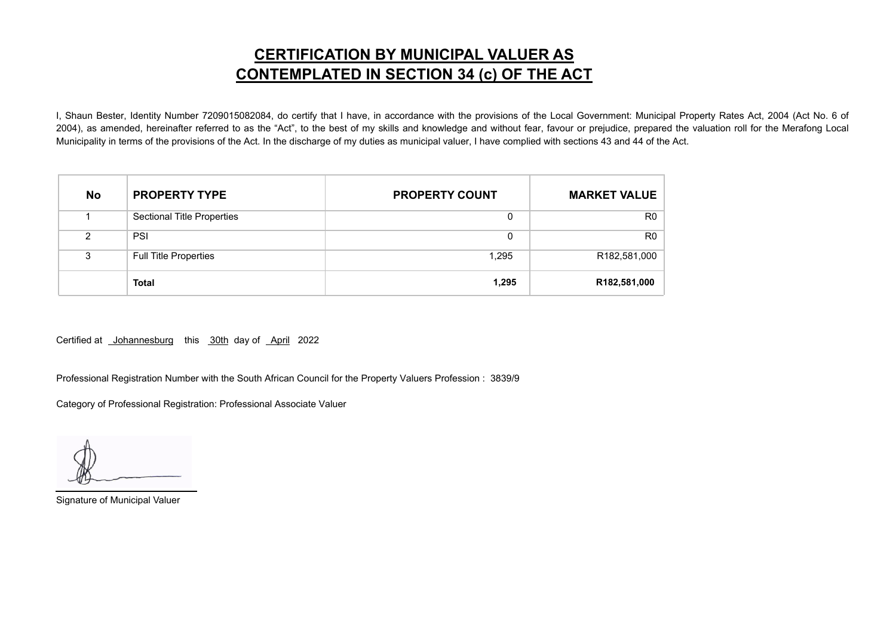# CERTIFICATION BY MUNICIPAL VALUER AS CONTEMPLATED IN SECTION 34 (c) OF THE ACT

I, Shaun Bester, Identity Number 7209015082084, do certify that I have, in accordance with the provisions of the Local Government: Municipal Property Rates Act, 2004 (Act No. 6 of 2004), as amended, hereinafter referred to as the "Act", to the best of my skills and knowledge and without fear, favour or prejudice, prepared the valuation roll for the Merafong Local Municipality in terms of the provisions of the Act. In the discharge of my duties as municipal valuer, I have complied with sections 43 and 44 of the Act.

| No | PROPERTY TYPE | PROPERTY COUNT | MARKET VALUE |
|---|---|---|---|
| 1 | Sectional Title Properties | 0 | R0 |
| 2 | PSI | 0 | R0 |
| 3 | Full Title Properties | 1,295 | R182,581,000 |
| | **Total** | **1,295** | **R182,581,000** |

Certified at Johannesburg this 30th day of April 2022

Professional Registration Number with the South African Council for the Property Valuers Profession : 3839/9

Category of Professional Registration: Professional Associate Valuer

Signature of Municipal Valuer